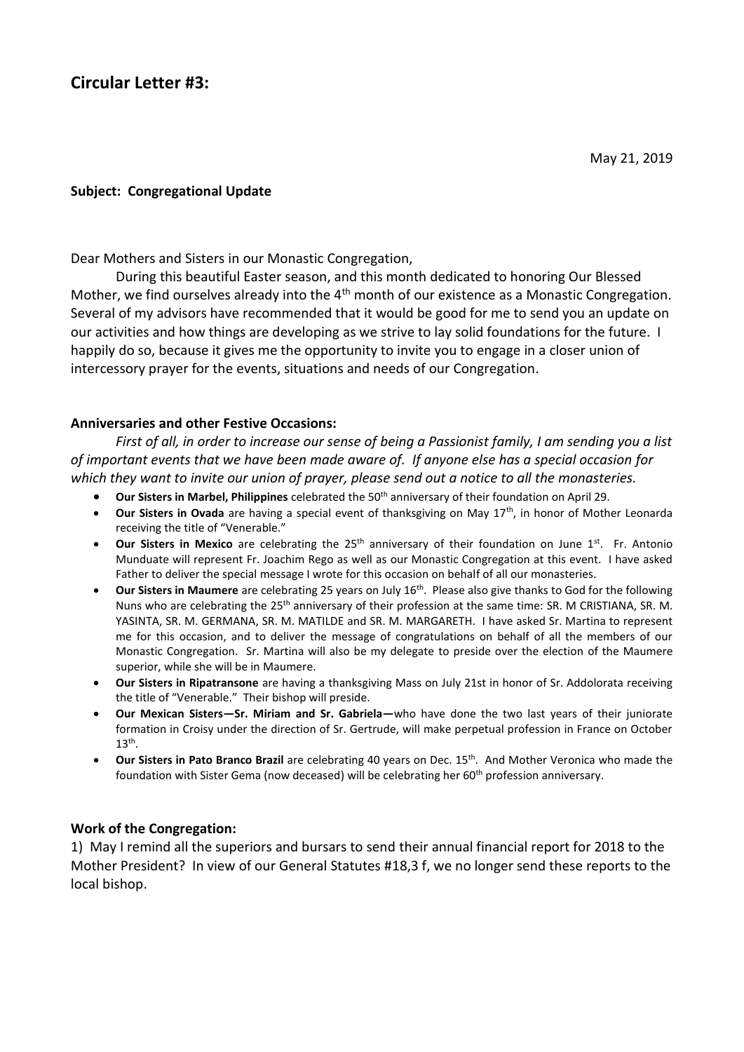## Circular Letter #3:

May 21, 2019

**Subject: Congregational Update**

Dear Mothers and Sisters in our Monastic Congregation,

During this beautiful Easter season, and this month dedicated to honoring Our Blessed Mother, we find ourselves already into the 4th month of our existence as a Monastic Congregation. Several of my advisors have recommended that it would be good for me to send you an update on our activities and how things are developing as we strive to lay solid foundations for the future. I happily do so, because it gives me the opportunity to invite you to engage in a closer union of intercessory prayer for the events, situations and needs of our Congregation.

**Anniversaries and other Festive Occasions:**

*First of all, in order to increase our sense of being a Passionist family, I am sending you a list of important events that we have been made aware of. If anyone else has a special occasion for which they want to invite our union of prayer, please send out a notice to all the monasteries.*

- **Our Sisters in Marbel, Philippines** celebrated the 50th anniversary of their foundation on April 29.
- **Our Sisters in Ovada** are having a special event of thanksgiving on May 17th, in honor of Mother Leonarda receiving the title of "Venerable."
- **Our Sisters in Mexico** are celebrating the 25th anniversary of their foundation on June 1st. Fr. Antonio Munduate will represent Fr. Joachim Rego as well as our Monastic Congregation at this event. I have asked Father to deliver the special message I wrote for this occasion on behalf of all our monasteries.
- **Our Sisters in Maumere** are celebrating 25 years on July 16th. Please also give thanks to God for the following Nuns who are celebrating the 25th anniversary of their profession at the same time: SR. M CRISTIANA, SR. M. YASINTA, SR. M. GERMANA, SR. M. MATILDE and SR. M. MARGARETH. I have asked Sr. Martina to represent me for this occasion, and to deliver the message of congratulations on behalf of all the members of our Monastic Congregation. Sr. Martina will also be my delegate to preside over the election of the Maumere superior, while she will be in Maumere.
- **Our Sisters in Ripatransone** are having a thanksgiving Mass on July 21st in honor of Sr. Addolorata receiving the title of "Venerable." Their bishop will preside.
- **Our Mexican Sisters—Sr. Miriam and Sr. Gabriela—**who have done the two last years of their juniorate formation in Croisy under the direction of Sr. Gertrude, will make perpetual profession in France on October 13th.
- **Our Sisters in Pato Branco Brazil** are celebrating 40 years on Dec. 15th. And Mother Veronica who made the foundation with Sister Gema (now deceased) will be celebrating her 60th profession anniversary.

**Work of the Congregation:**

1) May I remind all the superiors and bursars to send their annual financial report for 2018 to the Mother President? In view of our General Statutes #18,3 f, we no longer send these reports to the local bishop.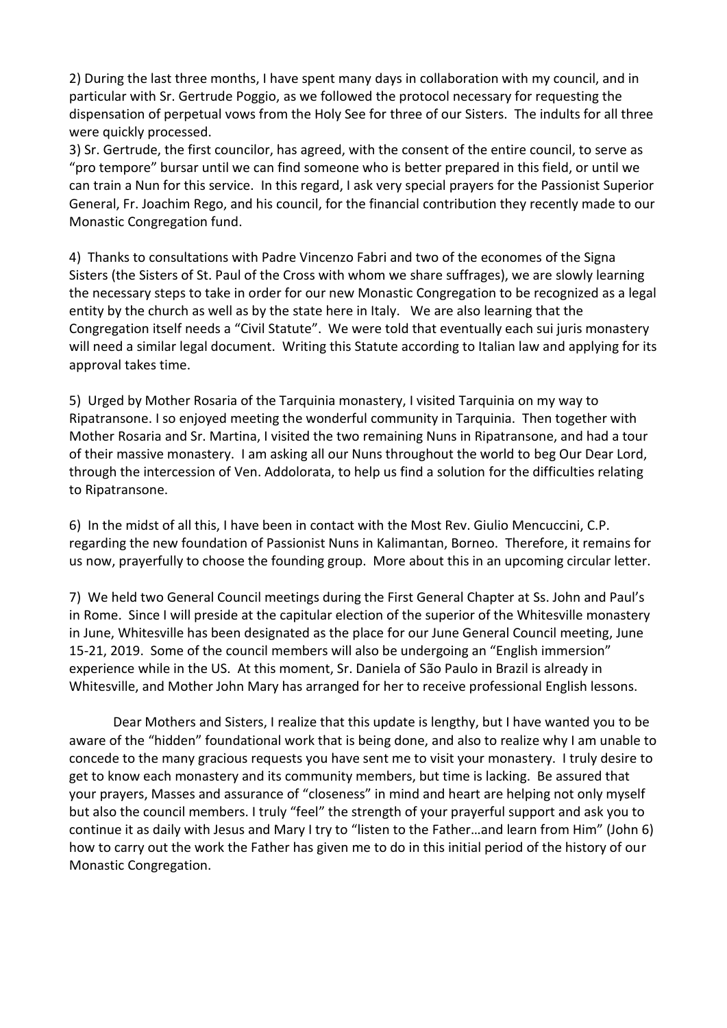2) During the last three months, I have spent many days in collaboration with my council, and in particular with Sr. Gertrude Poggio, as we followed the protocol necessary for requesting the dispensation of perpetual vows from the Holy See for three of our Sisters. The indults for all three were quickly processed.

3) Sr. Gertrude, the first councilor, has agreed, with the consent of the entire council, to serve as "pro tempore" bursar until we can find someone who is better prepared in this field, or until we can train a Nun for this service. In this regard, I ask very special prayers for the Passionist Superior General, Fr. Joachim Rego, and his council, for the financial contribution they recently made to our Monastic Congregation fund.

4) Thanks to consultations with Padre Vincenzo Fabri and two of the economes of the Signa Sisters (the Sisters of St. Paul of the Cross with whom we share suffrages), we are slowly learning the necessary steps to take in order for our new Monastic Congregation to be recognized as a legal entity by the church as well as by the state here in Italy. We are also learning that the Congregation itself needs a "Civil Statute". We were told that eventually each sui juris monastery will need a similar legal document. Writing this Statute according to Italian law and applying for its approval takes time.

5) Urged by Mother Rosaria of the Tarquinia monastery, I visited Tarquinia on my way to Ripatransone. I so enjoyed meeting the wonderful community in Tarquinia. Then together with Mother Rosaria and Sr. Martina, I visited the two remaining Nuns in Ripatransone, and had a tour of their massive monastery. I am asking all our Nuns throughout the world to beg Our Dear Lord, through the intercession of Ven. Addolorata, to help us find a solution for the difficulties relating to Ripatransone.

6) In the midst of all this, I have been in contact with the Most Rev. Giulio Mencuccini, C.P. regarding the new foundation of Passionist Nuns in Kalimantan, Borneo. Therefore, it remains for us now, prayerfully to choose the founding group. More about this in an upcoming circular letter.

7) We held two General Council meetings during the First General Chapter at Ss. John and Paul's in Rome. Since I will preside at the capitular election of the superior of the Whitesville monastery in June, Whitesville has been designated as the place for our June General Council meeting, June 15-21, 2019. Some of the council members will also be undergoing an "English immersion" experience while in the US. At this moment, Sr. Daniela of São Paulo in Brazil is already in Whitesville, and Mother John Mary has arranged for her to receive professional English lessons.

Dear Mothers and Sisters, I realize that this update is lengthy, but I have wanted you to be aware of the "hidden" foundational work that is being done, and also to realize why I am unable to concede to the many gracious requests you have sent me to visit your monastery. I truly desire to get to know each monastery and its community members, but time is lacking. Be assured that your prayers, Masses and assurance of "closeness" in mind and heart are helping not only myself but also the council members. I truly "feel" the strength of your prayerful support and ask you to continue it as daily with Jesus and Mary I try to "listen to the Father…and learn from Him" (John 6) how to carry out the work the Father has given me to do in this initial period of the history of our Monastic Congregation.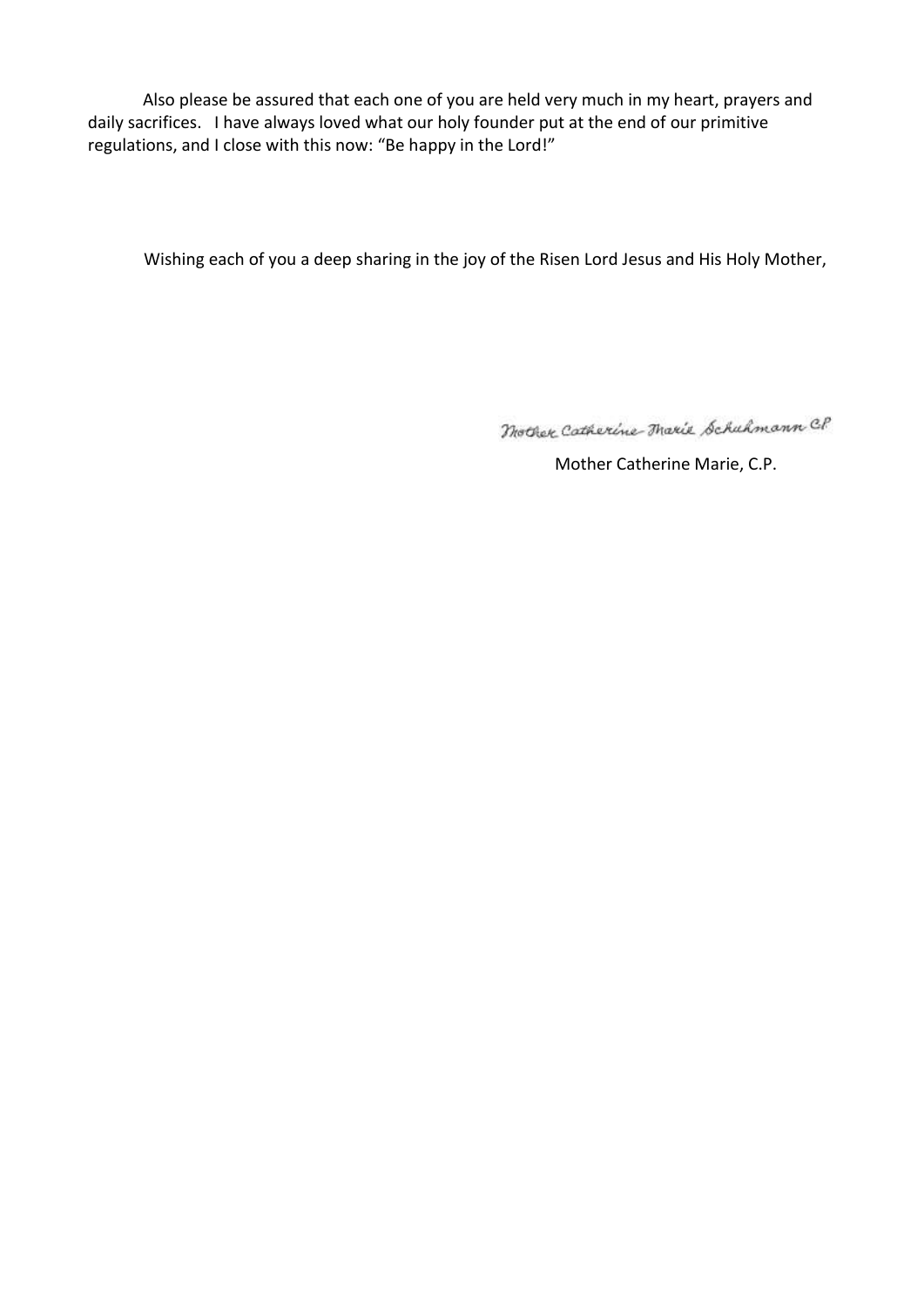Also please be assured that each one of you are held very much in my heart, prayers and daily sacrifices. I have always loved what our holy founder put at the end of our primitive regulations, and I close with this now: "Be happy in the Lord!"

Wishing each of you a deep sharing in the joy of the Risen Lord Jesus and His Holy Mother,

Mother Catherine Marie Schuhmann C.P.

Mother Catherine Marie, C.P.